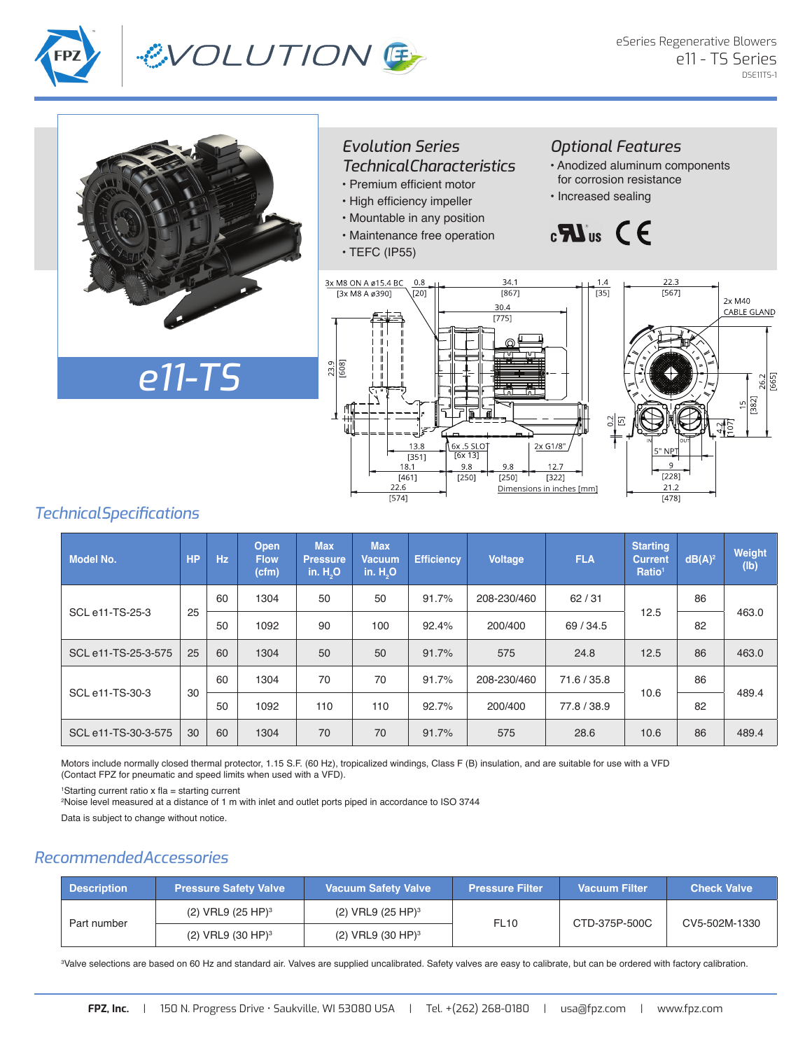eSeries Regenerative Blowers
e11 - TS Series
DSE11TS-1

# e11-TS

## Evolution Series Technical Characteristics

- Premium efficient motor
- High efficiency impeller
- Mountable in any position
- Maintenance free operation
- TEFC (IP55)

## Optional Features

- Anodized aluminum components for corrosion resistance
- Increased sealing

3x M8 ON A ø15.4 BC [3x M8 A ø390]
0.8 [20]
34.1 [867]
30.4 [775]
1.4 [35]
22.3 [567]
2x M40 CABLE GLAND
23.9 [608]
26.2 [665]
15 [382]
4.2 [107]
0.2 [5]
13.8 [351]
18.1 [461]
22.6 [574]
6x .5 SLOT [6x 13]
9.8 [250]
9.8 [250]
2x G1/8"
12.7 [322]
Dimensions in inches [mm]
5" NPT
9 [228]
21.2 [478]
IN
OUT

## Technical Specifications

| Model No. | HP | Hz | Open Flow (cfm) | Max Pressure in. $H_2O$ | Max Vacuum in. $H_2O$ | Efficiency | Voltage | FLA | Starting Current Ratio[1] | dB(A)[2] | Weight (lb) |
|---|---|---|---|---|---|---|---|---|---|---|---|
| SCL e11-TS-25-3 | 25 | 60 | 1304 | 50 | 50 | 91.7% | 208-230/460 | 62 / 31 | 12.5 | 86 | 463.0 |
| | | 50 | 1092 | 90 | 100 | 92.4% | 200/400 | 69 / 34.5 | | 82 | |
| SCL e11-TS-25-3-575 | 25 | 60 | 1304 | 50 | 50 | 91.7% | 575 | 24.8 | 12.5 | 86 | 463.0 |
| SCL e11-TS-30-3 | 30 | 60 | 1304 | 70 | 70 | 91.7% | 208-230/460 | 71.6 / 35.8 | 10.6 | 86 | 489.4 |
| | | 50 | 1092 | 110 | 110 | 92.7% | 200/400 | 77.8 / 38.9 | | 82 | |
| SCL e11-TS-30-3-575 | 30 | 60 | 1304 | 70 | 70 | 91.7% | 575 | 28.6 | 10.6 | 86 | 489.4 |

Motors include normally closed thermal protector, 1.15 S.F. (60 Hz), tropicalized windings, Class F (B) insulation, and are suitable for use with a VFD (Contact FPZ for pneumatic and speed limits when used with a VFD).

[1]Starting current ratio x fla = starting current
[2]Noise level measured at a distance of 1 m with inlet and outlet ports piped in accordance to ISO 3744

Data is subject to change without notice.

## Recommended Accessories

| Description | Pressure Safety Valve | Vacuum Safety Valve | Pressure Filter | Vacuum Filter | Check Valve |
|---|---|---|---|---|---|
| Part number | (2) VRL9 (25 HP)[3] | (2) VRL9 (25 HP)[3] | FL10 | CTD-375P-500C | CV5-502M-1330 |
| | (2) VRL9 (30 HP)[3] | (2) VRL9 (30 HP)[3] | | | |

[3]Valve selections are based on 60 Hz and standard air. Valves are supplied uncalibrated. Safety valves are easy to calibrate, but can be ordered with factory calibration.

**FPZ, Inc.** | 150 N. Progress Drive · Saukville, WI 53080 USA | Tel. +(262) 268-0180 | usa@fpz.com | www.fpz.com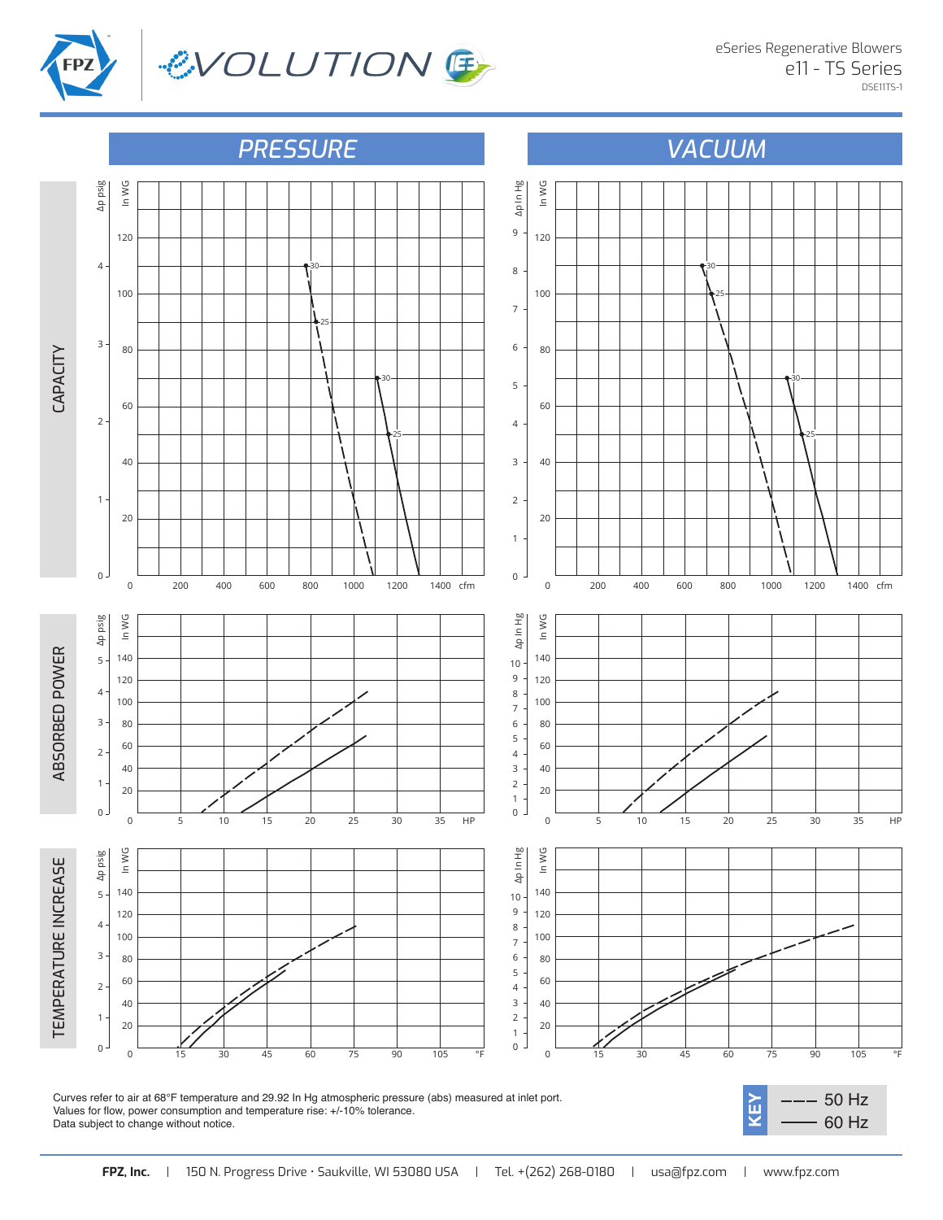eSeries Regenerative Blowers
e11 - TS Series
DSE11TS-1

## PRESSURE

## VACUUM

### CAPACITY

Pressure:
Δp psig: 0, 1, 2, 3, 4
In WG: 20, 40, 60, 80, 100, 120
0, 200, 400, 600, 800, 1000, 1200, 1400 cfm
30, 25, 30, 25

Vacuum:
Δp In Hg: 0, 1, 2, 3, 4, 5, 6, 7, 8, 9
In WG: 20, 40, 60, 80, 100, 120
0, 200, 400, 600, 800, 1000, 1200, 1400 cfm
30, 25, 30, 25

### ABSORBED POWER

Pressure:
Δp psig: 0, 1, 2, 3, 4, 5
In WG: 20, 40, 60, 80, 100, 120, 140
0, 5, 10, 15, 20, 25, 30, 35 HP

Vacuum:
Δp In Hg: 0, 1, 2, 3, 4, 5, 6, 7, 8, 9, 10
In WG: 20, 40, 60, 80, 100, 120, 140
0, 5, 10, 15, 20, 25, 30, 35 HP

### TEMPERATURE INCREASE

Pressure:
Δp psig: 0, 1, 2, 3, 4, 5
In WG: 20, 40, 60, 80, 100, 120, 140
0, 15, 30, 45, 60, 75, 90, 105 °F

Vacuum:
Δp In Hg: 0, 1, 2, 3, 4, 5, 6, 7, 8, 9, 10
In WG: 20, 40, 60, 80, 100, 120, 140
0, 15, 30, 45, 60, 75, 90, 105 °F

Curves refer to air at 68°F temperature and 29.92 In Hg atmospheric pressure (abs) measured at inlet port.
Values for flow, power consumption and temperature rise: +/-10% tolerance.
Data subject to change without notice.

KEY
--- 50 Hz
—— 60 Hz

**FPZ, Inc.** | 150 N. Progress Drive · Saukville, WI 53080 USA | Tel. +(262) 268-0180 | usa@fpz.com | www.fpz.com